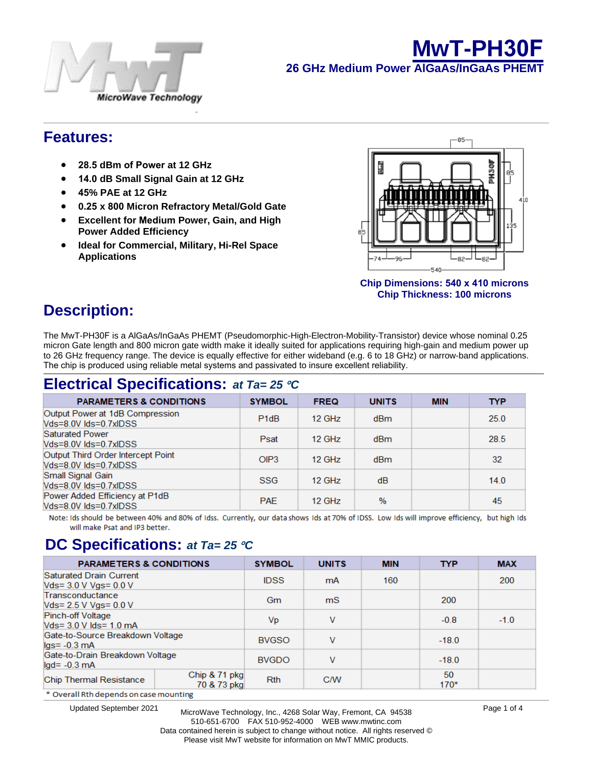# MwT-PH30F

## 26 GHz Medium Power AlGaAs/InGaAs PHEMT

## Features:

- **28.5 dBm of Power at 12 GHz**
- **14.0 dB Small Signal Gain at 12 GHz**
- **45% PAE at 12 GHz**
- **0.25 x 800 Micron Refractory Metal/Gold Gate**
- **Excellent for Medium Power, Gain, and High Power Added Efficiency**
- **Ideal for Commercial, Military, Hi-Rel Space Applications**

85
85
410
135
85
74
96
82
82
540

**Chip Dimensions: 540 x 410 microns**
**Chip Thickness: 100 microns**

## Description:

The MwT-PH30F is a AlGaAs/InGaAs PHEMT (Pseudomorphic-High-Electron-Mobility-Transistor) device whose nominal 0.25 micron Gate length and 800 micron gate width make it ideally suited for applications requiring high-gain and medium power up to 26 GHz frequency range. The device is equally effective for either wideband (e.g. 6 to 18 GHz) or narrow-band applications. The chip is produced using reliable metal systems and passivated to insure excellent reliability.

## Electrical Specifications: *at Ta= 25 °C*

| PARAMETERS & CONDITIONS | SYMBOL | FREQ | UNITS | MIN | TYP |
|---|---|---|---|---|---|
| Output Power at 1dB Compression Vds=8.0V Ids=0.7xIDSS | P1dB | 12 GHz | dBm | | 25.0 |
| Saturated Power Vds=8.0V Ids=0.7xIDSS | Psat | 12 GHz | dBm | | 28.5 |
| Output Third Order Intercept Point Vds=8.0V Ids=0.7xIDSS | OIP3 | 12 GHz | dBm | | 32 |
| Small Signal Gain Vds=8.0V Ids=0.7xIDSS | SSG | 12 GHz | dB | | 14.0 |
| Power Added Efficiency at P1dB Vds=8.0V Ids=0.7xIDSS | PAE | 12 GHz | % | | 45 |

Note: Ids should be between 40% and 80% of Idss. Currently, our data shows Ids at 70% of IDSS. Low Ids will improve efficiency, but high Ids will make Psat and IP3 better.

## DC Specifications: *at Ta= 25 °C*

| PARAMETERS & CONDITIONS | | SYMBOL | UNITS | MIN | TYP | MAX |
|---|---|---|---|---|---|---|
| Saturated Drain Current Vds= 3.0 V Vgs= 0.0 V | | IDSS | mA | 160 | | 200 |
| Transconductance Vds= 2.5 V Vgs= 0.0 V | | Gm | mS | | 200 | |
| Pinch-off Voltage Vds= 3.0 V Ids= 1.0 mA | | Vp | V | | -0.8 | -1.0 |
| Gate-to-Source Breakdown Voltage Igs= -0.3 mA | | BVGSO | V | | -18.0 | |
| Gate-to-Drain Breakdown Voltage Igd= -0.3 mA | | BVGDO | V | | -18.0 | |
| Chip Thermal Resistance | Chip & 71 pkg<br>70 & 73 pkg | Rth | C/W | | 50<br>170* | |

\* Overall Rth depends on case mounting

Updated September 2021

MicroWave Technology, Inc., 4268 Solar Way, Fremont, CA 94538
510-651-6700 FAX 510-952-4000 WEB www.mwtinc.com
Data contained herein is subject to change without notice. All rights reserved ©
Please visit MwT website for information on MwT MMIC products.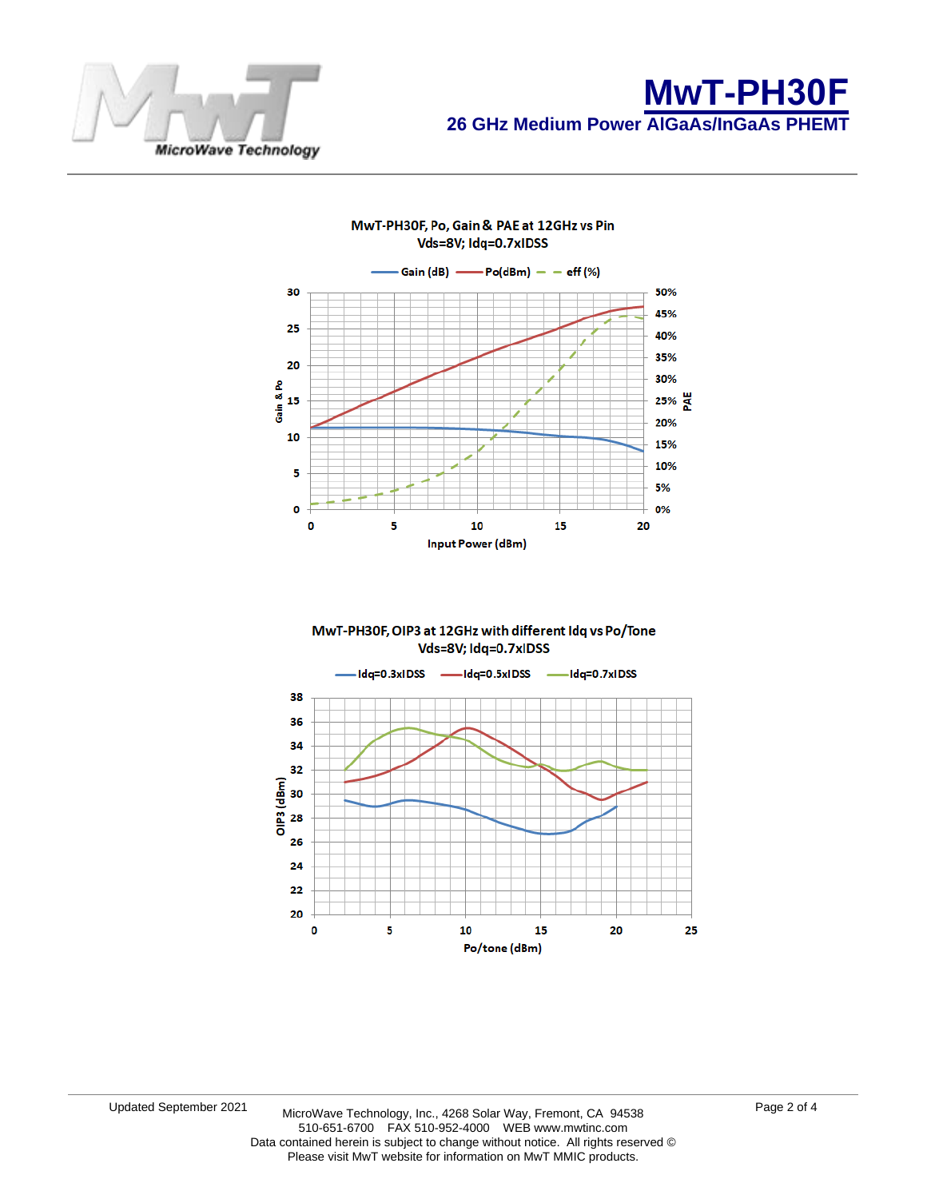MwT-PH30F, Po, Gain & PAE at 12GHz vs Pin
Vds=8V; Idq=0.7xIDSS

Gain (dB) Po(dBm) eff (%)

Gain & Po
30
25
20
15
10
5
0

PAE
50%
45%
40%
35%
30%
25%
20%
15%
10%
5%
0%

0 5 10 15 20
Input Power (dBm)

MwT-PH30F, OIP3 at 12GHz with different Idq vs Po/Tone
Vds=8V; Idq=0.7xIDSS

Idq=0.3xIDSS Idq=0.5xIDSS Idq=0.7xIDSS

OIP3 (dBm)
38
36
34
32
30
28
26
24
22
20

0 5 10 15 20 25
Po/tone (dBm)

Updated September 2021

MicroWave Technology, Inc., 4268 Solar Way, Fremont, CA 94538
510-651-6700 FAX 510-952-4000 WEB www.mwtinc.com
Data contained herein is subject to change without notice. All rights reserved ©
Please visit MwT website for information on MwT MMIC products.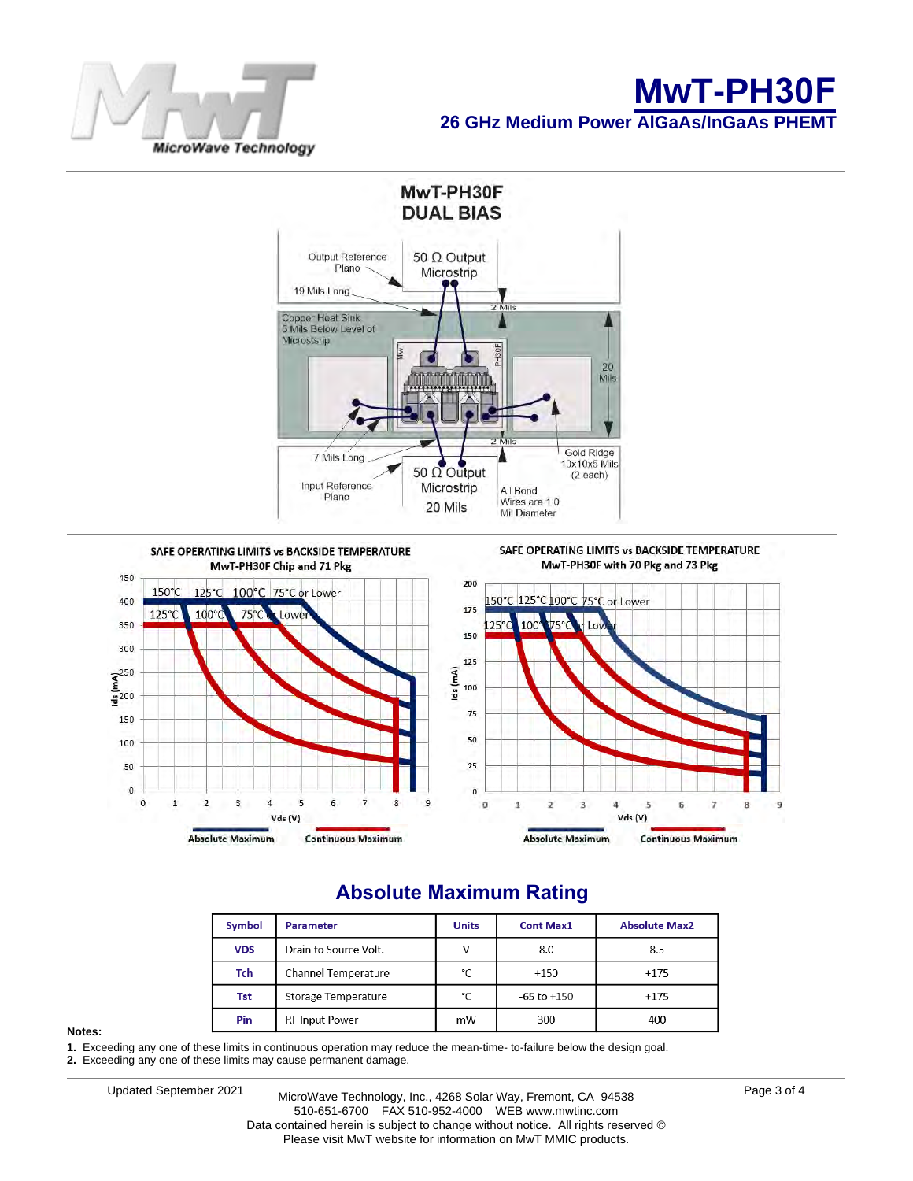# MwT-PH30F

## 26 GHz Medium Power AlGaAs/InGaAs PHEMT

MwT-PH30F
DUAL BIAS

Output Reference Plane

50 Ω Output Microstrip

19 Mils Long

2 Mils

Copper Heat Sink 5 Mils Below Level of Microstrip

20 Mils

2 Mils

7 Mils Long

Gold Ridge 10x10x5 Mils (2 each)

Input Reference Plane

50 Ω Output Microstrip 20 Mils

All Bond Wires are 1.0 Mil Diameter

SAFE OPERATING LIMITS vs BACKSIDE TEMPERATURE
MwT-PH30F Chip and 71 Pkg

SAFE OPERATING LIMITS vs BACKSIDE TEMPERATURE
MwT-PH30F with 70 Pkg and 73 Pkg

Absolute Maximum — Continuous Maximum

## Absolute Maximum Rating

| Symbol | Parameter | Units | Cont Max1 | Absolute Max2 |
|---|---|---|---|---|
| VDS | Drain to Source Volt. | V | 8.0 | 8.5 |
| Tch | Channel Temperature | °C | +150 | +175 |
| Tst | Storage Temperature | °C | -65 to +150 | +175 |
| Pin | RF Input Power | mW | 300 | 400 |

**Notes:**

1. Exceeding any one of these limits in continuous operation may reduce the mean-time- to-failure below the design goal.
2. Exceeding any one of these limits may cause permanent damage.

Updated September 2021

MicroWave Technology, Inc., 4268 Solar Way, Fremont, CA 94538
510-651-6700 FAX 510-952-4000 WEB www.mwtinc.com
Data contained herein is subject to change without notice. All rights reserved ©
Please visit MwT website for information on MwT MMIC products.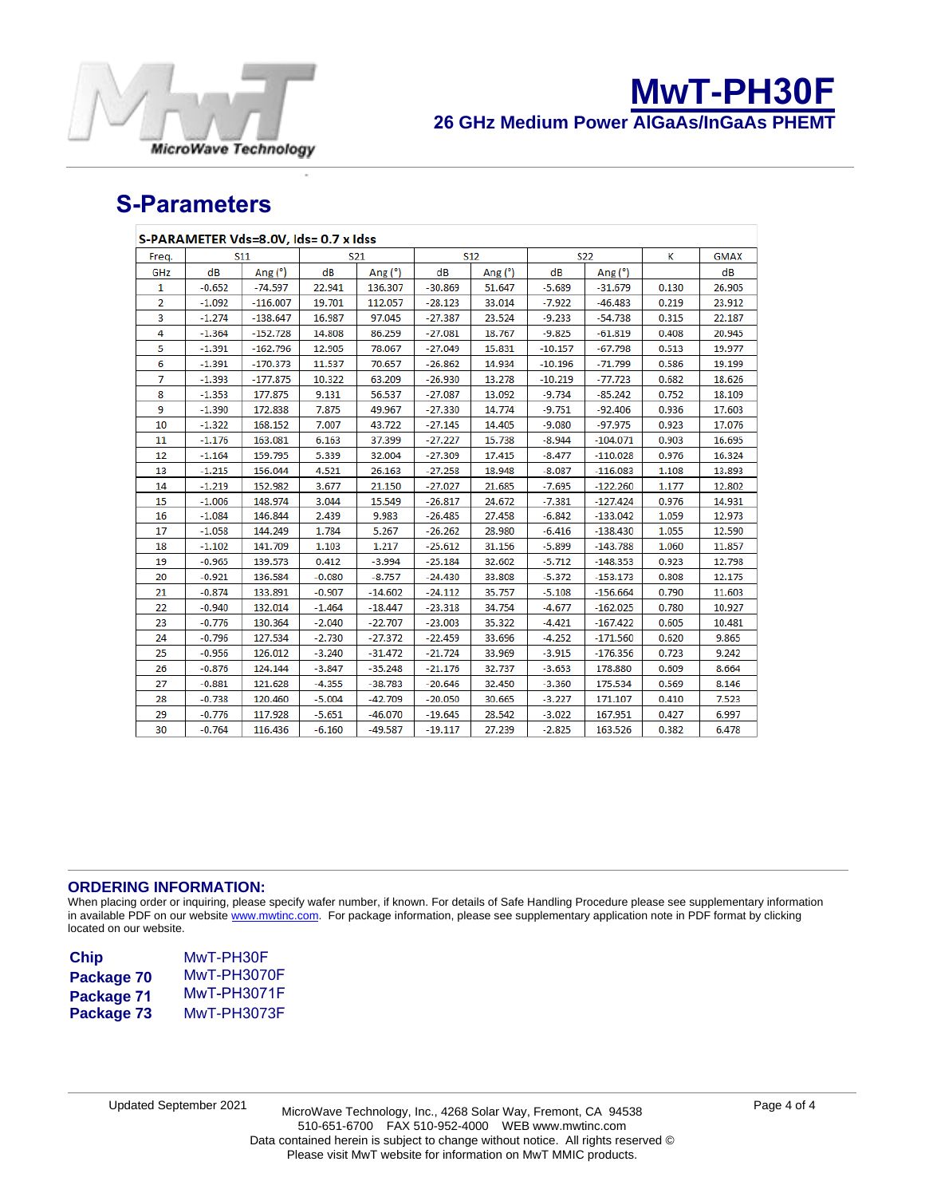# MwT-PH30F

## 26 GHz Medium Power AlGaAs/InGaAs PHEMT

## S-Parameters

**S-PARAMETER Vds=8.0V, Ids= 0.7 x Idss**

| Freq. | S11 | | S21 | | S12 | | S22 | | K | GMAX |
|---|---|---|---|---|---|---|---|---|---|---|
| GHz | dB | Ang (°) | dB | Ang (°) | dB | Ang (°) | dB | Ang (°) | | dB |
| 1 | -0.652 | -74.597 | 22.941 | 136.307 | -30.869 | 51.647 | -5.689 | -31.679 | 0.130 | 26.905 |
| 2 | -1.092 | -116.007 | 19.701 | 112.057 | -28.123 | 33.014 | -7.922 | -46.483 | 0.219 | 23.912 |
| 3 | -1.274 | -138.647 | 16.987 | 97.045 | -27.387 | 23.524 | -9.233 | -54.738 | 0.315 | 22.187 |
| 4 | -1.364 | -152.728 | 14.808 | 86.259 | -27.081 | 18.767 | -9.825 | -61.819 | 0.408 | 20.945 |
| 5 | -1.391 | -162.796 | 12.905 | 78.067 | -27.049 | 15.831 | -10.157 | -67.798 | 0.513 | 19.977 |
| 6 | -1.391 | -170.373 | 11.537 | 70.657 | -26.862 | 14.934 | -10.196 | -71.799 | 0.586 | 19.199 |
| 7 | -1.393 | -177.875 | 10.322 | 63.209 | -26.930 | 13.278 | -10.219 | -77.723 | 0.682 | 18.626 |
| 8 | -1.353 | 177.875 | 9.131 | 56.537 | -27.087 | 13.092 | -9.734 | -85.242 | 0.752 | 18.109 |
| 9 | -1.390 | 172.838 | 7.875 | 49.967 | -27.330 | 14.774 | -9.751 | -92.406 | 0.936 | 17.603 |
| 10 | -1.322 | 168.152 | 7.007 | 43.722 | -27.145 | 14.405 | -9.080 | -97.975 | 0.923 | 17.076 |
| 11 | -1.176 | 163.081 | 6.163 | 37.399 | -27.227 | 15.738 | -8.944 | -104.071 | 0.903 | 16.695 |
| 12 | -1.164 | 159.795 | 5.339 | 32.004 | -27.309 | 17.415 | -8.477 | -110.028 | 0.976 | 16.324 |
| 13 | -1.215 | 156.044 | 4.521 | 26.163 | -27.258 | 18.948 | -8.087 | -116.083 | 1.108 | 13.893 |
| 14 | -1.219 | 152.982 | 3.677 | 21.150 | -27.027 | 21.685 | -7.695 | -122.260 | 1.177 | 12.802 |
| 15 | -1.006 | 148.974 | 3.044 | 15.549 | -26.817 | 24.672 | -7.381 | -127.424 | 0.976 | 14.931 |
| 16 | -1.084 | 146.844 | 2.439 | 9.983 | -26.485 | 27.458 | -6.842 | -133.042 | 1.059 | 12.973 |
| 17 | -1.058 | 144.249 | 1.784 | 5.267 | -26.262 | 28.980 | -6.416 | -138.430 | 1.055 | 12.590 |
| 18 | -1.102 | 141.709 | 1.103 | 1.217 | -25.612 | 31.156 | -5.899 | -143.788 | 1.060 | 11.857 |
| 19 | -0.965 | 139.573 | 0.412 | -3.994 | -25.184 | 32.602 | -5.712 | -148.353 | 0.923 | 12.798 |
| 20 | -0.921 | 136.584 | -0.080 | -8.757 | -24.430 | 33.808 | -5.372 | -153.173 | 0.808 | 12.175 |
| 21 | -0.874 | 133.891 | -0.907 | -14.602 | -24.112 | 35.757 | -5.108 | -156.664 | 0.790 | 11.603 |
| 22 | -0.940 | 132.014 | -1.464 | -18.447 | -23.318 | 34.754 | -4.677 | -162.025 | 0.780 | 10.927 |
| 23 | -0.776 | 130.364 | -2.040 | -22.707 | -23.003 | 35.322 | -4.421 | -167.422 | 0.605 | 10.481 |
| 24 | -0.796 | 127.534 | -2.730 | -27.372 | -22.459 | 33.696 | -4.252 | -171.560 | 0.620 | 9.865 |
| 25 | -0.956 | 126.012 | -3.240 | -31.472 | -21.724 | 33.969 | -3.915 | -176.356 | 0.723 | 9.242 |
| 26 | -0.876 | 124.144 | -3.847 | -35.248 | -21.176 | 32.737 | -3.653 | 178.880 | 0.609 | 8.664 |
| 27 | -0.881 | 121.628 | -4.355 | -38.783 | -20.646 | 32.450 | -3.360 | 175.534 | 0.569 | 8.146 |
| 28 | -0.738 | 120.460 | -5.004 | -42.709 | -20.050 | 30.665 | -3.227 | 171.107 | 0.410 | 7.523 |
| 29 | -0.776 | 117.928 | -5.651 | -46.070 | -19.645 | 28.542 | -3.022 | 167.951 | 0.427 | 6.997 |
| 30 | -0.764 | 116.436 | -6.160 | -49.587 | -19.117 | 27.239 | -2.825 | 163.526 | 0.382 | 6.478 |

### ORDERING INFORMATION:

When placing order or inquiring, please specify wafer number, if known. For details of Safe Handling Procedure please see supplementary information in available PDF on our website www.mwtinc.com. For package information, please see supplementary application note in PDF format by clicking located on our website.

| | |
|---|---|
| **Chip** | MwT-PH30F |
| **Package 70** | MwT-PH3070F |
| **Package 71** | MwT-PH3071F |
| **Package 73** | MwT-PH3073F |

Updated September 2021

MicroWave Technology, Inc., 4268 Solar Way, Fremont, CA 94538
510-651-6700 FAX 510-952-4000 WEB www.mwtinc.com
Data contained herein is subject to change without notice. All rights reserved ©
Please visit MwT website for information on MwT MMIC products.